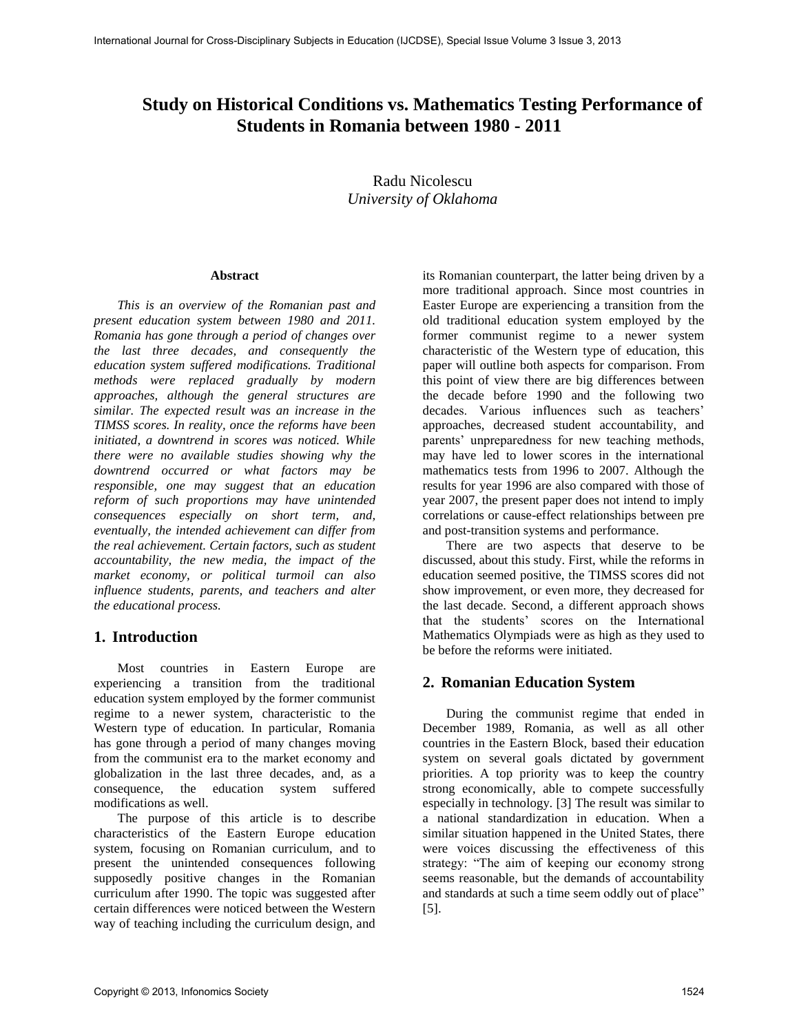# Study on Historical Conditions vs. Mathematics Testing Performance of Students in Romania between 1980 - 2011

Radu Nicolescu
*University of Oklahoma*

### Abstract

*This is an overview of the Romanian past and present education system between 1980 and 2011. Romania has gone through a period of changes over the last three decades, and consequently the education system suffered modifications. Traditional methods were replaced gradually by modern approaches, although the general structures are similar. The expected result was an increase in the TIMSS scores. In reality, once the reforms have been initiated, a downtrend in scores was noticed. While there were no available studies showing why the downtrend occurred or what factors may be responsible, one may suggest that an education reform of such proportions may have unintended consequences especially on short term, and, eventually, the intended achievement can differ from the real achievement. Certain factors, such as student accountability, the new media, the impact of the market economy, or political turmoil can also influence students, parents, and teachers and alter the educational process.*

## 1. Introduction

Most countries in Eastern Europe are experiencing a transition from the traditional education system employed by the former communist regime to a newer system, characteristic to the Western type of education. In particular, Romania has gone through a period of many changes moving from the communist era to the market economy and globalization in the last three decades, and, as a consequence, the education system suffered modifications as well.

The purpose of this article is to describe characteristics of the Eastern Europe education system, focusing on Romanian curriculum, and to present the unintended consequences following supposedly positive changes in the Romanian curriculum after 1990. The topic was suggested after certain differences were noticed between the Western way of teaching including the curriculum design, and its Romanian counterpart, the latter being driven by a more traditional approach. Since most countries in Easter Europe are experiencing a transition from the old traditional education system employed by the former communist regime to a newer system characteristic of the Western type of education, this paper will outline both aspects for comparison. From this point of view there are big differences between the decade before 1990 and the following two decades. Various influences such as teachers' approaches, decreased student accountability, and parents' unpreparedness for new teaching methods, may have led to lower scores in the international mathematics tests from 1996 to 2007. Although the results for year 1996 are also compared with those of year 2007, the present paper does not intend to imply correlations or cause-effect relationships between pre and post-transition systems and performance.

There are two aspects that deserve to be discussed, about this study. First, while the reforms in education seemed positive, the TIMSS scores did not show improvement, or even more, they decreased for the last decade. Second, a different approach shows that the students' scores on the International Mathematics Olympiads were as high as they used to be before the reforms were initiated.

## 2. Romanian Education System

During the communist regime that ended in December 1989, Romania, as well as all other countries in the Eastern Block, based their education system on several goals dictated by government priorities. A top priority was to keep the country strong economically, able to compete successfully especially in technology. [3] The result was similar to a national standardization in education. When a similar situation happened in the United States, there were voices discussing the effectiveness of this strategy: "The aim of keeping our economy strong seems reasonable, but the demands of accountability and standards at such a time seem oddly out of place" [5].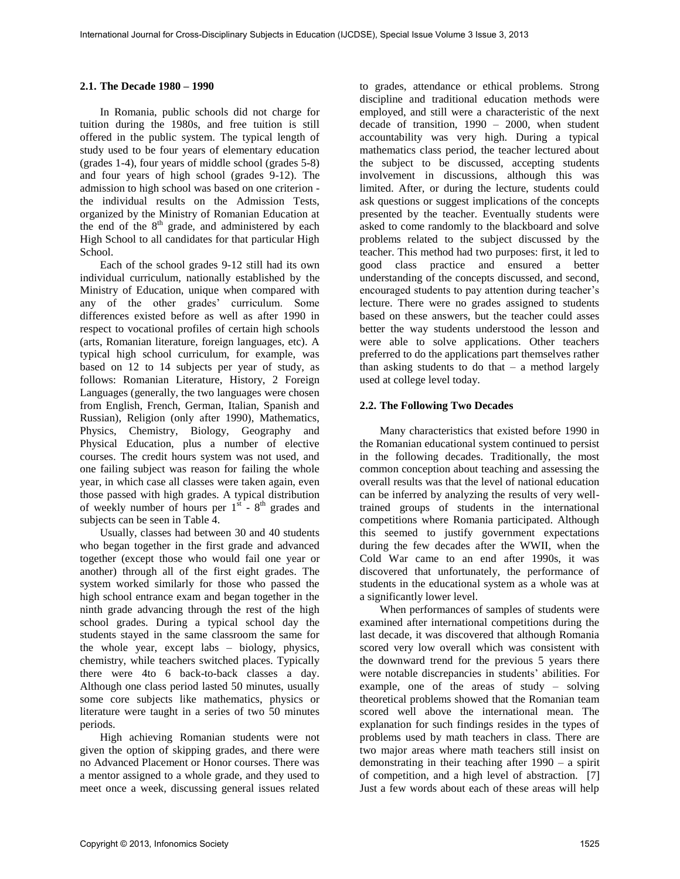### 2.1. The Decade 1980 – 1990

In Romania, public schools did not charge for tuition during the 1980s, and free tuition is still offered in the public system. The typical length of study used to be four years of elementary education (grades 1-4), four years of middle school (grades 5-8) and four years of high school (grades 9-12). The admission to high school was based on one criterion - the individual results on the Admission Tests, organized by the Ministry of Romanian Education at the end of the 8th grade, and administered by each High School to all candidates for that particular High School.

Each of the school grades 9-12 still had its own individual curriculum, nationally established by the Ministry of Education, unique when compared with any of the other grades' curriculum. Some differences existed before as well as after 1990 in respect to vocational profiles of certain high schools (arts, Romanian literature, foreign languages, etc). A typical high school curriculum, for example, was based on 12 to 14 subjects per year of study, as follows: Romanian Literature, History, 2 Foreign Languages (generally, the two languages were chosen from English, French, German, Italian, Spanish and Russian), Religion (only after 1990), Mathematics, Physics, Chemistry, Biology, Geography and Physical Education, plus a number of elective courses. The credit hours system was not used, and one failing subject was reason for failing the whole year, in which case all classes were taken again, even those passed with high grades. A typical distribution of weekly number of hours per 1st - 8th grades and subjects can be seen in Table 4.

Usually, classes had between 30 and 40 students who began together in the first grade and advanced together (except those who would fail one year or another) through all of the first eight grades. The system worked similarly for those who passed the high school entrance exam and began together in the ninth grade advancing through the rest of the high school grades. During a typical school day the students stayed in the same classroom the same for the whole year, except labs – biology, physics, chemistry, while teachers switched places. Typically there were 4to 6 back-to-back classes a day. Although one class period lasted 50 minutes, usually some core subjects like mathematics, physics or literature were taught in a series of two 50 minutes periods.

High achieving Romanian students were not given the option of skipping grades, and there were no Advanced Placement or Honor courses. There was a mentor assigned to a whole grade, and they used to meet once a week, discussing general issues related to grades, attendance or ethical problems. Strong discipline and traditional education methods were employed, and still were a characteristic of the next decade of transition, 1990 – 2000, when student accountability was very high. During a typical mathematics class period, the teacher lectured about the subject to be discussed, accepting students involvement in discussions, although this was limited. After, or during the lecture, students could ask questions or suggest implications of the concepts presented by the teacher. Eventually students were asked to come randomly to the blackboard and solve problems related to the subject discussed by the teacher. This method had two purposes: first, it led to good class practice and ensured a better understanding of the concepts discussed, and second, encouraged students to pay attention during teacher's lecture. There were no grades assigned to students based on these answers, but the teacher could asses better the way students understood the lesson and were able to solve applications. Other teachers preferred to do the applications part themselves rather than asking students to do that – a method largely used at college level today.

### 2.2. The Following Two Decades

Many characteristics that existed before 1990 in the Romanian educational system continued to persist in the following decades. Traditionally, the most common conception about teaching and assessing the overall results was that the level of national education can be inferred by analyzing the results of very well-trained groups of students in the international competitions where Romania participated. Although this seemed to justify government expectations during the few decades after the WWII, when the Cold War came to an end after 1990s, it was discovered that unfortunately, the performance of students in the educational system as a whole was at a significantly lower level.

When performances of samples of students were examined after international competitions during the last decade, it was discovered that although Romania scored very low overall which was consistent with the downward trend for the previous 5 years there were notable discrepancies in students' abilities. For example, one of the areas of study – solving theoretical problems showed that the Romanian team scored well above the international mean. The explanation for such findings resides in the types of problems used by math teachers in class. There are two major areas where math teachers still insist on demonstrating in their teaching after 1990 – a spirit of competition, and a high level of abstraction. [7] Just a few words about each of these areas will help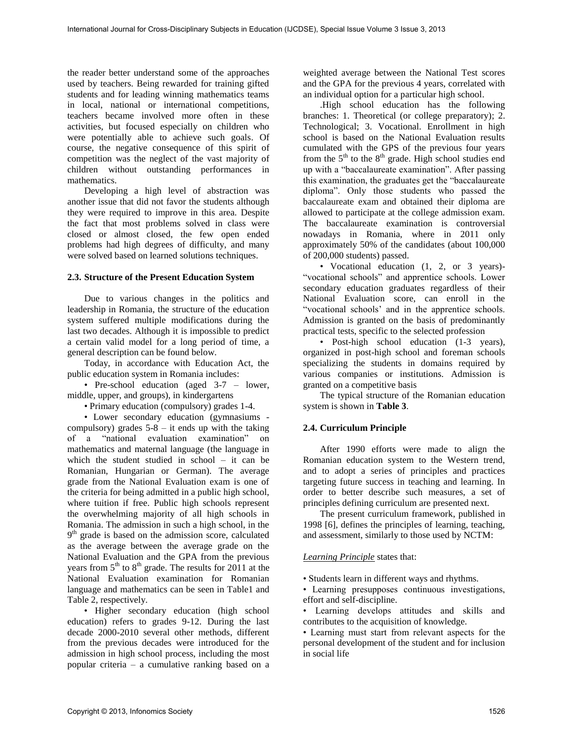the reader better understand some of the approaches used by teachers. Being rewarded for training gifted students and for leading winning mathematics teams in local, national or international competitions, teachers became involved more often in these activities, but focused especially on children who were potentially able to achieve such goals. Of course, the negative consequence of this spirit of competition was the neglect of the vast majority of children without outstanding performances in mathematics.

Developing a high level of abstraction was another issue that did not favor the students although they were required to improve in this area. Despite the fact that most problems solved in class were closed or almost closed, the few open ended problems had high degrees of difficulty, and many were solved based on learned solutions techniques.

### 2.3. Structure of the Present Education System

Due to various changes in the politics and leadership in Romania, the structure of the education system suffered multiple modifications during the last two decades. Although it is impossible to predict a certain valid model for a long period of time, a general description can be found below.

Today, in accordance with Education Act, the public education system in Romania includes:

• Pre-school education (aged 3-7 – lower, middle, upper, and groups), in kindergartens

• Primary education (compulsory) grades 1-4.

• Lower secondary education (gymnasiums - compulsory) grades 5-8 – it ends up with the taking of a "national evaluation examination" on mathematics and maternal language (the language in which the student studied in school – it can be Romanian, Hungarian or German). The average grade from the National Evaluation exam is one of the criteria for being admitted in a public high school, where tuition if free. Public high schools represent the overwhelming majority of all high schools in Romania. The admission in such a high school, in the 9[th] grade is based on the admission score, calculated as the average between the average grade on the National Evaluation and the GPA from the previous years from 5[th] to 8[th] grade. The results for 2011 at the National Evaluation examination for Romanian language and mathematics can be seen in Table1 and Table 2, respectively.

• Higher secondary education (high school education) refers to grades 9-12. During the last decade 2000-2010 several other methods, different from the previous decades were introduced for the admission in high school process, including the most popular criteria – a cumulative ranking based on a weighted average between the National Test scores and the GPA for the previous 4 years, correlated with an individual option for a particular high school.

.High school education has the following branches: 1. Theoretical (or college preparatory); 2. Technological; 3. Vocational. Enrollment in high school is based on the National Evaluation results cumulated with the GPS of the previous four years from the 5[th] to the 8[th] grade. High school studies end up with a "baccalaureate examination". After passing this examination, the graduates get the "baccalaureate diploma". Only those students who passed the baccalaureate exam and obtained their diploma are allowed to participate at the college admission exam. The baccalaureate examination is controversial nowadays in Romania, where in 2011 only approximately 50% of the candidates (about 100,000 of 200,000 students) passed.

• Vocational education (1, 2, or 3 years)- "vocational schools" and apprentice schools. Lower secondary education graduates regardless of their National Evaluation score, can enroll in the "vocational schools' and in the apprentice schools. Admission is granted on the basis of predominantly practical tests, specific to the selected profession

• Post-high school education (1-3 years), organized in post-high school and foreman schools specializing the students in domains required by various companies or institutions. Admission is granted on a competitive basis

The typical structure of the Romanian education system is shown in **Table 3**.

### 2.4. Curriculum Principle

After 1990 efforts were made to align the Romanian education system to the Western trend, and to adopt a series of principles and practices targeting future success in teaching and learning. In order to better describe such measures, a set of principles defining curriculum are presented next.

The present curriculum framework, published in 1998 [6], defines the principles of learning, teaching, and assessment, similarly to those used by NCTM:

*Learning Principle* states that:

• Students learn in different ways and rhythms.

• Learning presupposes continuous investigations, effort and self-discipline.

• Learning develops attitudes and skills and contributes to the acquisition of knowledge.

• Learning must start from relevant aspects for the personal development of the student and for inclusion in social life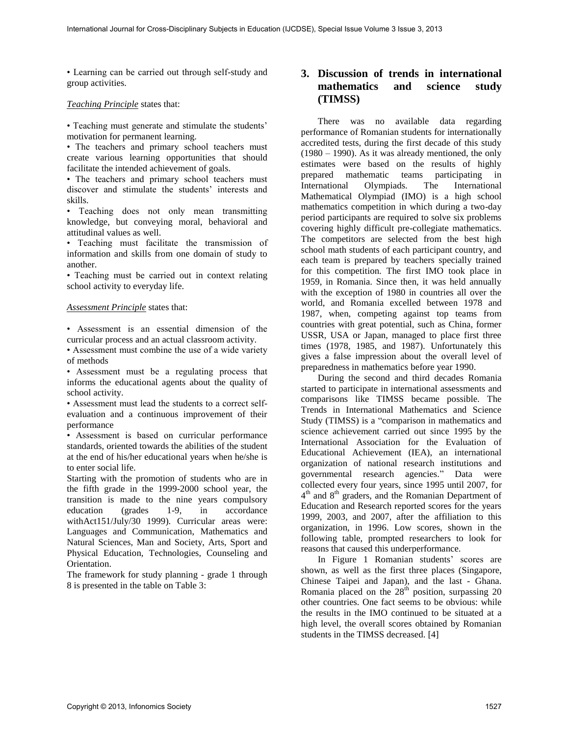• Learning can be carried out through self-study and group activities.

*Teaching Principle* states that:

• Teaching must generate and stimulate the students' motivation for permanent learning.
• The teachers and primary school teachers must create various learning opportunities that should facilitate the intended achievement of goals.
• The teachers and primary school teachers must discover and stimulate the students' interests and skills.
• Teaching does not only mean transmitting knowledge, but conveying moral, behavioral and attitudinal values as well.
• Teaching must facilitate the transmission of information and skills from one domain of study to another.
• Teaching must be carried out in context relating school activity to everyday life.

*Assessment Principle* states that:

• Assessment is an essential dimension of the curricular process and an actual classroom activity.
• Assessment must combine the use of a wide variety of methods
• Assessment must be a regulating process that informs the educational agents about the quality of school activity.
• Assessment must lead the students to a correct self-evaluation and a continuous improvement of their performance
• Assessment is based on curricular performance standards, oriented towards the abilities of the student at the end of his/her educational years when he/she is to enter social life.

Starting with the promotion of students who are in the fifth grade in the 1999-2000 school year, the transition is made to the nine years compulsory education (grades 1-9, in accordance withAct151/July/30 1999). Curricular areas were: Languages and Communication, Mathematics and Natural Sciences, Man and Society, Arts, Sport and Physical Education, Technologies, Counseling and Orientation.

The framework for study planning - grade 1 through 8 is presented in the table on Table 3:

## 3. Discussion of trends in international mathematics and science study (TIMSS)

There was no available data regarding performance of Romanian students for internationally accredited tests, during the first decade of this study (1980 – 1990). As it was already mentioned, the only estimates were based on the results of highly prepared mathematic teams participating in International Olympiads. The International Mathematical Olympiad (IMO) is a high school mathematics competition in which during a two-day period participants are required to solve six problems covering highly difficult pre-collegiate mathematics. The competitors are selected from the best high school math students of each participant country, and each team is prepared by teachers specially trained for this competition. The first IMO took place in 1959, in Romania. Since then, it was held annually with the exception of 1980 in countries all over the world, and Romania excelled between 1978 and 1987, when, competing against top teams from countries with great potential, such as China, former USSR, USA or Japan, managed to place first three times (1978, 1985, and 1987). Unfortunately this gives a false impression about the overall level of preparedness in mathematics before year 1990.

During the second and third decades Romania started to participate in international assessments and comparisons like TIMSS became possible. The Trends in International Mathematics and Science Study (TIMSS) is a "comparison in mathematics and science achievement carried out since 1995 by the International Association for the Evaluation of Educational Achievement (IEA), an international organization of national research institutions and governmental research agencies." Data were collected every four years, since 1995 until 2007, for 4th and 8th graders, and the Romanian Department of Education and Research reported scores for the years 1999, 2003, and 2007, after the affiliation to this organization, in 1996. Low scores, shown in the following table, prompted researchers to look for reasons that caused this underperformance.

In Figure 1 Romanian students' scores are shown, as well as the first three places (Singapore, Chinese Taipei and Japan), and the last - Ghana. Romania placed on the 28th position, surpassing 20 other countries. One fact seems to be obvious: while the results in the IMO continued to be situated at a high level, the overall scores obtained by Romanian students in the TIMSS decreased. [4]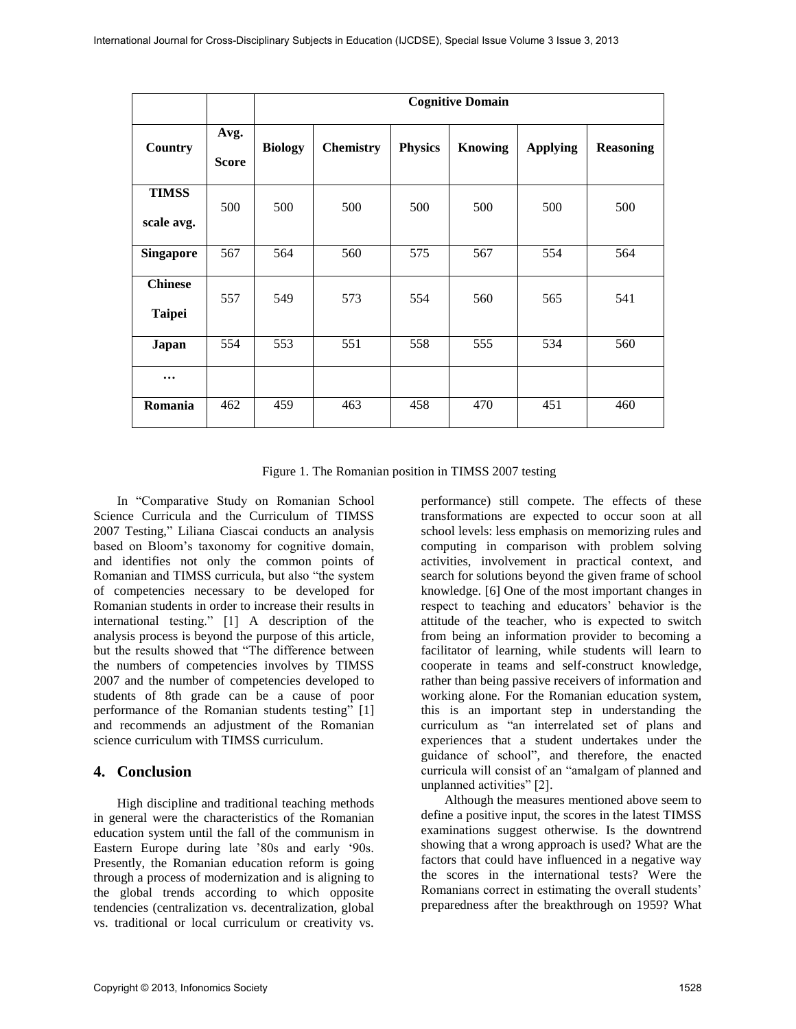| | | Cognitive Domain | | | | | |
|---|---|---|---|---|---|---|---|
| **Country** | **Avg. Score** | **Biology** | **Chemistry** | **Physics** | **Knowing** | **Applying** | **Reasoning** |
| **TIMSS scale avg.** | 500 | 500 | 500 | 500 | 500 | 500 | 500 |
| **Singapore** | 567 | 564 | 560 | 575 | 567 | 554 | 564 |
| **Chinese Taipei** | 557 | 549 | 573 | 554 | 560 | 565 | 541 |
| **Japan** | 554 | 553 | 551 | 558 | 555 | 534 | 560 |
| **…** | | | | | | | |
| **Romania** | 462 | 459 | 463 | 458 | 470 | 451 | 460 |

Figure 1. The Romanian position in TIMSS 2007 testing

In "Comparative Study on Romanian School Science Curricula and the Curriculum of TIMSS 2007 Testing," Liliana Ciascai conducts an analysis based on Bloom's taxonomy for cognitive domain, and identifies not only the common points of Romanian and TIMSS curricula, but also "the system of competencies necessary to be developed for Romanian students in order to increase their results in international testing." [1] A description of the analysis process is beyond the purpose of this article, but the results showed that "The difference between the numbers of competencies involves by TIMSS 2007 and the number of competencies developed to students of 8th grade can be a cause of poor performance of the Romanian students testing" [1] and recommends an adjustment of the Romanian science curriculum with TIMSS curriculum.

## 4. Conclusion

High discipline and traditional teaching methods in general were the characteristics of the Romanian education system until the fall of the communism in Eastern Europe during late '80s and early '90s. Presently, the Romanian education reform is going through a process of modernization and is aligning to the global trends according to which opposite tendencies (centralization vs. decentralization, global vs. traditional or local curriculum or creativity vs. performance) still compete. The effects of these transformations are expected to occur soon at all school levels: less emphasis on memorizing rules and computing in comparison with problem solving activities, involvement in practical context, and search for solutions beyond the given frame of school knowledge. [6] One of the most important changes in respect to teaching and educators' behavior is the attitude of the teacher, who is expected to switch from being an information provider to becoming a facilitator of learning, while students will learn to cooperate in teams and self-construct knowledge, rather than being passive receivers of information and working alone. For the Romanian education system, this is an important step in understanding the curriculum as "an interrelated set of plans and experiences that a student undertakes under the guidance of school", and therefore, the enacted curricula will consist of an "amalgam of planned and unplanned activities" [2].

Although the measures mentioned above seem to define a positive input, the scores in the latest TIMSS examinations suggest otherwise. Is the downtrend showing that a wrong approach is used? What are the factors that could have influenced in a negative way the scores in the international tests? Were the Romanians correct in estimating the overall students' preparedness after the breakthrough on 1959? What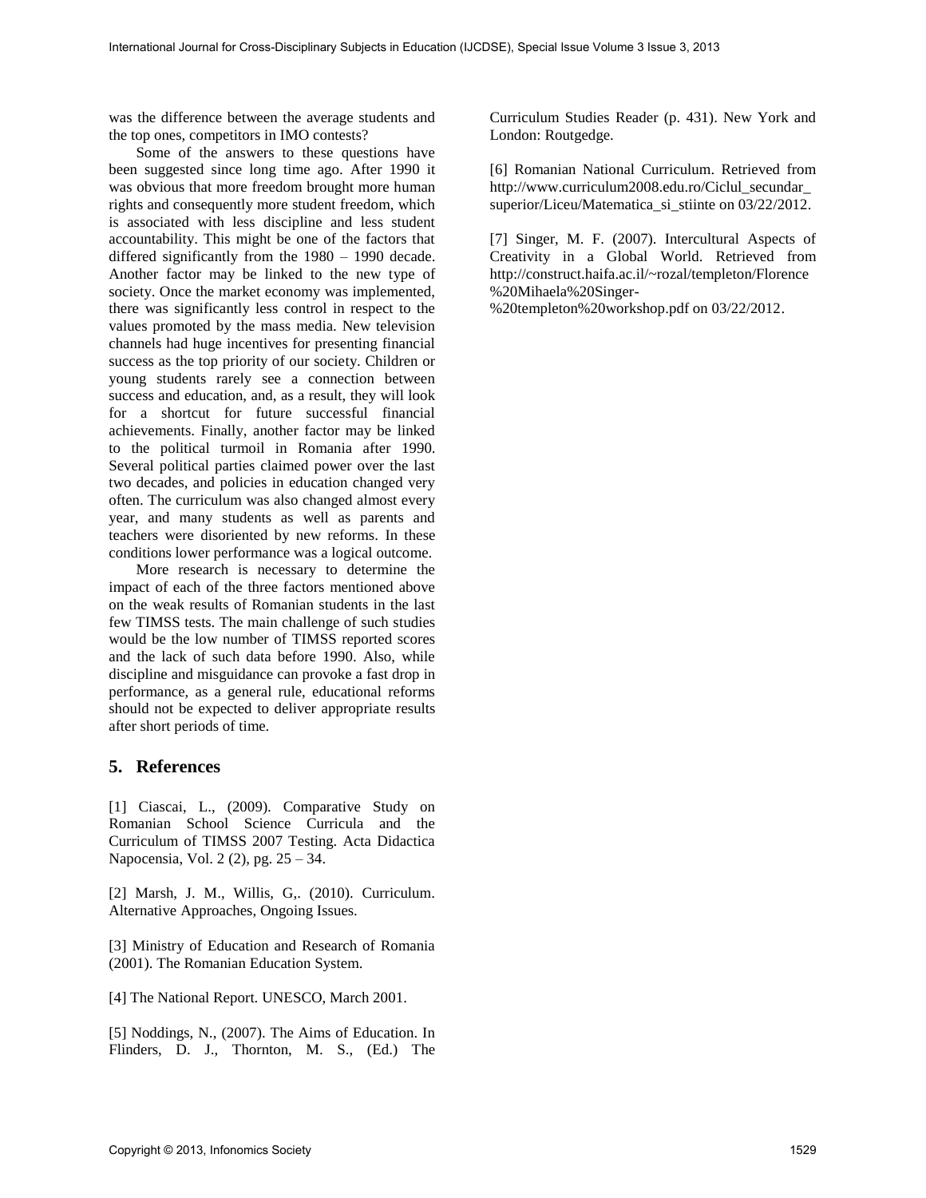was the difference between the average students and the top ones, competitors in IMO contests?

Some of the answers to these questions have been suggested since long time ago. After 1990 it was obvious that more freedom brought more human rights and consequently more student freedom, which is associated with less discipline and less student accountability. This might be one of the factors that differed significantly from the 1980 – 1990 decade. Another factor may be linked to the new type of society. Once the market economy was implemented, there was significantly less control in respect to the values promoted by the mass media. New television channels had huge incentives for presenting financial success as the top priority of our society. Children or young students rarely see a connection between success and education, and, as a result, they will look for a shortcut for future successful financial achievements. Finally, another factor may be linked to the political turmoil in Romania after 1990. Several political parties claimed power over the last two decades, and policies in education changed very often. The curriculum was also changed almost every year, and many students as well as parents and teachers were disoriented by new reforms. In these conditions lower performance was a logical outcome.

More research is necessary to determine the impact of each of the three factors mentioned above on the weak results of Romanian students in the last few TIMSS tests. The main challenge of such studies would be the low number of TIMSS reported scores and the lack of such data before 1990. Also, while discipline and misguidance can provoke a fast drop in performance, as a general rule, educational reforms should not be expected to deliver appropriate results after short periods of time.

## 5. References

[1] Ciascai, L., (2009). Comparative Study on Romanian School Science Curricula and the Curriculum of TIMSS 2007 Testing. Acta Didactica Napocensia, Vol. 2 (2), pg. 25 – 34.

[2] Marsh, J. M., Willis, G,. (2010). Curriculum. Alternative Approaches, Ongoing Issues.

[3] Ministry of Education and Research of Romania (2001). The Romanian Education System.

[4] The National Report. UNESCO, March 2001.

[5] Noddings, N., (2007). The Aims of Education. In Flinders, D. J., Thornton, M. S., (Ed.) The Curriculum Studies Reader (p. 431). New York and London: Routgedge.

[6] Romanian National Curriculum. Retrieved from http://www.curriculum2008.edu.ro/Ciclul_secundar_superior/Liceu/Matematica_si_stiinte on 03/22/2012.

[7] Singer, M. F. (2007). Intercultural Aspects of Creativity in a Global World. Retrieved from http://construct.haifa.ac.il/~rozal/templeton/Florence%20Mihaela%20Singer-%20templeton%20workshop.pdf on 03/22/2012.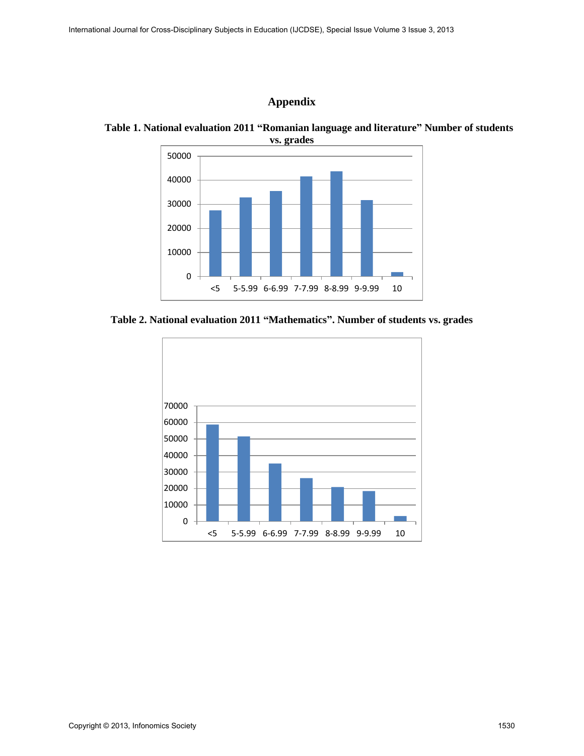# Appendix

**Table 1. National evaluation 2011 "Romanian language and literature" Number of students vs. grades**

**Table 2. National evaluation 2011 "Mathematics". Number of students vs. grades**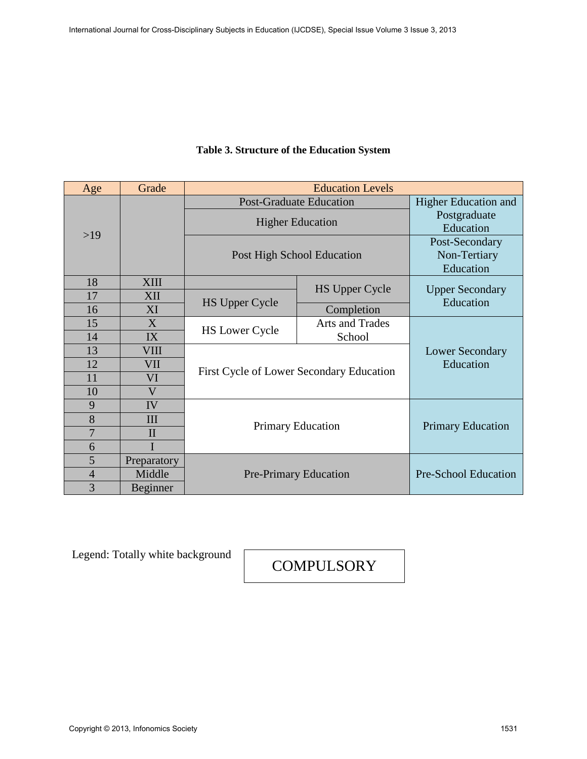**Table 3. Structure of the Education System**

| Age | Grade | Education Levels | | |
|---|---|---|---|---|
| >19 | | Post-Graduate Education | | Higher Education and Postgraduate Education |
| | | Higher Education | | |
| | | Post High School Education | | Post-Secondary Non-Tertiary Education |
| 18 | XIII | | HS Upper Cycle | Upper Secondary Education |
| 17 | XII | HS Upper Cycle | | |
| 16 | XI | | Completion | |
| 15 | X | HS Lower Cycle | Arts and Trades School | Lower Secondary Education |
| 14 | IX | | | |
| 13 | VIII | First Cycle of Lower Secondary Education | | |
| 12 | VII | | | |
| 11 | VI | | | |
| 10 | V | | | |
| 9 | IV | Primary Education | | Primary Education |
| 8 | III | | | |
| 7 | II | | | |
| 6 | I | | | |
| 5 | Preparatory | Pre-Primary Education | | Pre-School Education |
| 4 | Middle | | | |
| 3 | Beginner | | | |

Legend: Totally white background — COMPULSORY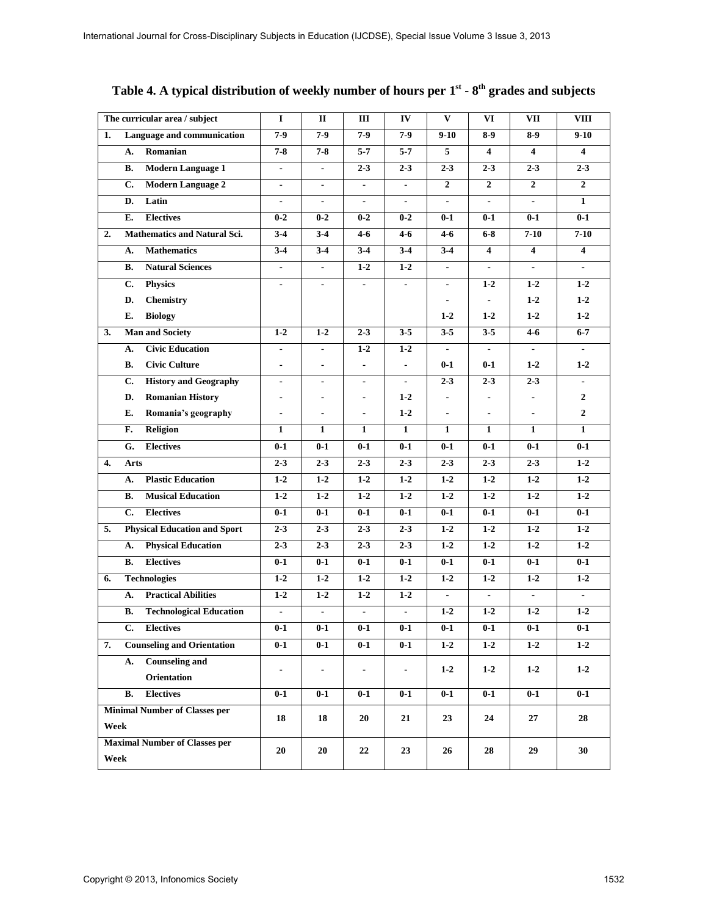# Table 4. A typical distribution of weekly number of hours per 1st - 8th grades and subjects

| The curricular area / subject | I | II | III | IV | V | VI | VII | VIII |
|---|---|---|---|---|---|---|---|---|
| **1. Language and communication** | 7-9 | 7-9 | 7-9 | 7-9 | 9-10 | 8-9 | 8-9 | 9-10 |
| A. Romanian | 7-8 | 7-8 | 5-7 | 5-7 | 5 | 4 | 4 | 4 |
| B. Modern Language 1 | - | - | 2-3 | 2-3 | 2-3 | 2-3 | 2-3 | 2-3 |
| C. Modern Language 2 | - | - | - | - | 2 | 2 | 2 | 2 |
| D. Latin | - | - | - | - | - | - | - | 1 |
| E. Electives | 0-2 | 0-2 | 0-2 | 0-2 | 0-1 | 0-1 | 0-1 | 0-1 |
| **2. Mathematics and Natural Sci.** | 3-4 | 3-4 | 4-6 | 4-6 | 4-6 | 6-8 | 7-10 | 7-10 |
| A. Mathematics | 3-4 | 3-4 | 3-4 | 3-4 | 3-4 | 4 | 4 | 4 |
| B. Natural Sciences | - | - | 1-2 | 1-2 | - | - | - | - |
| C. Physics | - | - | - | - | - | 1-2 | 1-2 | 1-2 |
| D. Chemistry | | | | | - | - | 1-2 | 1-2 |
| E. Biology | | | | | 1-2 | 1-2 | 1-2 | 1-2 |
| **3. Man and Society** | 1-2 | 1-2 | 2-3 | 3-5 | 3-5 | 3-5 | 4-6 | 6-7 |
| A. Civic Education | - | - | 1-2 | 1-2 | - | - | - | - |
| B. Civic Culture | - | - | - | - | 0-1 | 0-1 | 1-2 | 1-2 |
| C. History and Geography | - | - | - | - | 2-3 | 2-3 | 2-3 | - |
| D. Romanian History | - | - | - | 1-2 | - | - | - | 2 |
| E. Romania's geography | - | - | - | 1-2 | - | - | - | 2 |
| F. Religion | 1 | 1 | 1 | 1 | 1 | 1 | 1 | 1 |
| G. Electives | 0-1 | 0-1 | 0-1 | 0-1 | 0-1 | 0-1 | 0-1 | 0-1 |
| **4. Arts** | 2-3 | 2-3 | 2-3 | 2-3 | 2-3 | 2-3 | 2-3 | 1-2 |
| A. Plastic Education | 1-2 | 1-2 | 1-2 | 1-2 | 1-2 | 1-2 | 1-2 | 1-2 |
| B. Musical Education | 1-2 | 1-2 | 1-2 | 1-2 | 1-2 | 1-2 | 1-2 | 1-2 |
| C. Electives | 0-1 | 0-1 | 0-1 | 0-1 | 0-1 | 0-1 | 0-1 | 0-1 |
| **5. Physical Education and Sport** | 2-3 | 2-3 | 2-3 | 2-3 | 1-2 | 1-2 | 1-2 | 1-2 |
| A. Physical Education | 2-3 | 2-3 | 2-3 | 2-3 | 1-2 | 1-2 | 1-2 | 1-2 |
| B. Electives | 0-1 | 0-1 | 0-1 | 0-1 | 0-1 | 0-1 | 0-1 | 0-1 |
| **6. Technologies** | 1-2 | 1-2 | 1-2 | 1-2 | 1-2 | 1-2 | 1-2 | 1-2 |
| A. Practical Abilities | 1-2 | 1-2 | 1-2 | 1-2 | - | - | - | - |
| B. Technological Education | - | - | - | - | 1-2 | 1-2 | 1-2 | 1-2 |
| C. Electives | 0-1 | 0-1 | 0-1 | 0-1 | 0-1 | 0-1 | 0-1 | 0-1 |
| **7. Counseling and Orientation** | 0-1 | 0-1 | 0-1 | 0-1 | 1-2 | 1-2 | 1-2 | 1-2 |
| A. Counseling and Orientation | - | - | - | - | 1-2 | 1-2 | 1-2 | 1-2 |
| B. Electives | 0-1 | 0-1 | 0-1 | 0-1 | 0-1 | 0-1 | 0-1 | 0-1 |
| **Minimal Number of Classes per Week** | 18 | 18 | 20 | 21 | 23 | 24 | 27 | 28 |
| **Maximal Number of Classes per Week** | 20 | 20 | 22 | 23 | 26 | 28 | 29 | 30 |